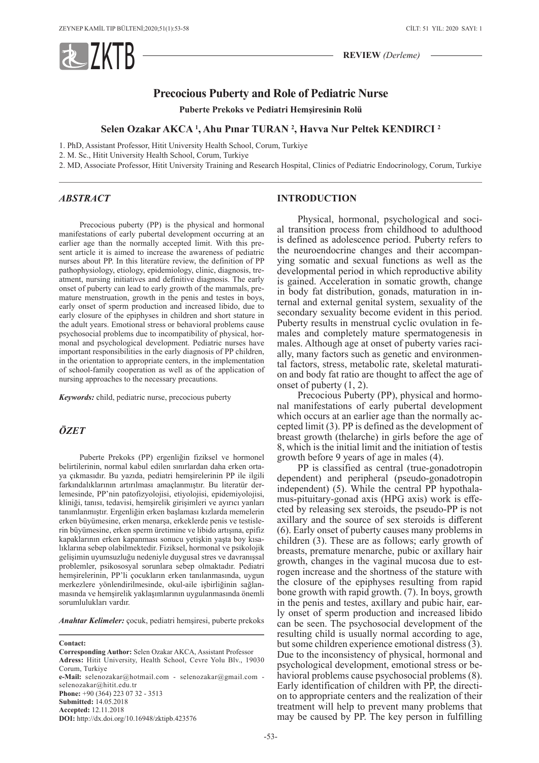REVIEW *(Derleme)*

# Precocious Puberty and Role of Pediatric Nurse

**Puberte Prekoks ve Pediatri Hemşiresinin Rolü**

**Selen Ozakar AKCA [1], Ahu Pınar TURAN [2], Havva Nur Peltek KENDIRCI [2]**

1. PhD, Assistant Professor, Hitit University Health School, Corum, Turkiye
2. M. Sc., Hitit University Health School, Corum, Turkiye
2. MD, Associate Professor, Hitit University Training and Research Hospital, Clinics of Pediatric Endocrinology, Corum, Turkiye

## *ABSTRACT*

Precocious puberty (PP) is the physical and hormonal manifestations of early pubertal development occurring at an earlier age than the normally accepted limit. With this present article it is aimed to increase the awareness of pediatric nurses about PP. In this literatüre review, the definition of PP pathophysiology, etiology, epidemiology, clinic, diagnosis, treatment, nursing initiatives and definitive diagnosis. The early onset of puberty can lead to early growth of the mammals, premature menstruation, growth in the penis and testes in boys, early onset of sperm production and increased libido, due to early closure of the epiphyses in children and short stature in the adult years. Emotional stress or behavioral problems cause psychosocial problems due to incompatibility of physical, hormonal and psychological development. Pediatric nurses have important responsibilities in the early diagnosis of PP children, in the orientation to appropriate centers, in the implementation of school-family cooperation as well as of the application of nursing approaches to the necessary precautions.

***Keywords:*** child, pediatric nurse, precocious puberty

## *ÖZET*

Puberte Prekoks (PP) ergenliğin fiziksel ve hormonel belirtilerinin, normal kabul edilen sınırlardan daha erken ortaya çıkmasıdır. Bu yazıda, pediatri hemşirelerinin PP ile ilgili farkındalıklarının artırılması amaçlanmıştır. Bu literatür derlemesinde, PP'nin patofizyolojisi, etiyolojisi, epidemiyolojisi, kliniği, tanısı, tedavisi, hemşirelik girişimleri ve ayırıcı yanları tanımlanmıştır. Ergenliğin erken başlaması kızlarda memelerin erken büyümesine, erken menarşa, erkeklerde penis ve testislerin büyümesine, erken sperm üretimine ve libido artışına, epifiz kapaklarının erken kapanması sonucu yetişkin yaşta boy kısalıklarına sebep olabilmektedir. Fiziksel, hormonal ve psikolojik gelişimin uyumsuzluğu nedeniyle duygusal stres ve davranışsal problemler, psikososyal sorunlara sebep olmaktadır. Pediatri hemşirelerinin, PP'li çocukların erken tanılanmasında, uygun merkezlere yönlendirilmesinde, okul-aile işbirliğinin sağlanmasında ve hemşirelik yaklaşımlarının uygulanmasında önemli sorumlulukları vardır.

***Anahtar Kelimeler:*** çocuk, pediatri hemşiresi, puberte prekoks

**Contact:**
**Corresponding Author:** Selen Ozakar AKCA, Assistant Professor
**Adress:** Hitit University, Health School, Cevre Yolu Blv., 19030 Corum, Turkiye
**e-Mail:** selenozakar@hotmail.com - selenozakar@gmail.com - selenozakar@hitit.edu.tr
**Phone:** +90 (364) 223 07 32 - 3513
**Submitted:** 14.05.2018
**Accepted:** 12.11.2018
**DOI:** http://dx.doi.org/10.16948/zktipb.423576

## INTRODUCTION

Physical, hormonal, psychological and social transition process from childhood to adulthood is defined as adolescence period. Puberty refers to the neuroendocrine changes and their accompanying somatic and sexual functions as well as the developmental period in which reproductive ability is gained. Acceleration in somatic growth, change in body fat distribution, gonads, maturation in internal and external genital system, sexuality of the secondary sexuality become evident in this period. Puberty results in menstrual cyclic ovulation in females and completely mature spermatogenesis in males. Although age at onset of puberty varies racially, many factors such as genetic and environmental factors, stress, metabolic rate, skeletal maturation and body fat ratio are thought to affect the age of onset of puberty (1, 2).

Precocious Puberty (PP), physical and hormonal manifestations of early pubertal development which occurs at an earlier age than the normally accepted limit (3). PP is defined as the development of breast growth (thelarche) in girls before the age of 8, which is the initial limit and the initiation of testis growth before 9 years of age in males (4).

PP is classified as central (true-gonadotropin dependent) and peripheral (pseudo-gonadotropin independent) (5). While the central PP hypothalamus-pituitary-gonad axis (HPG axis) work is effected by releasing sex steroids, the pseudo-PP is not axillary and the source of sex steroids is different (6). Early onset of puberty causes many problems in children (3). These are as follows; early growth of breasts, premature menarche, pubic or axillary hair growth, changes in the vaginal mucosa due to estrogen increase and the shortness of the stature with the closure of the epiphyses resulting from rapid bone growth with rapid growth. (7). In boys, growth in the penis and testes, axillary and pubic hair, early onset of sperm production and increased libido can be seen. The psychosocial development of the resulting child is usually normal according to age, but some children experience emotional distress (3). Due to the inconsistency of physical, hormonal and psychological development, emotional stress or behavioral problems cause psychosocial problems (8). Early identification of children with PP, the direction to appropriate centers and the realization of their treatment will help to prevent many problems that may be caused by PP. The key person in fulfilling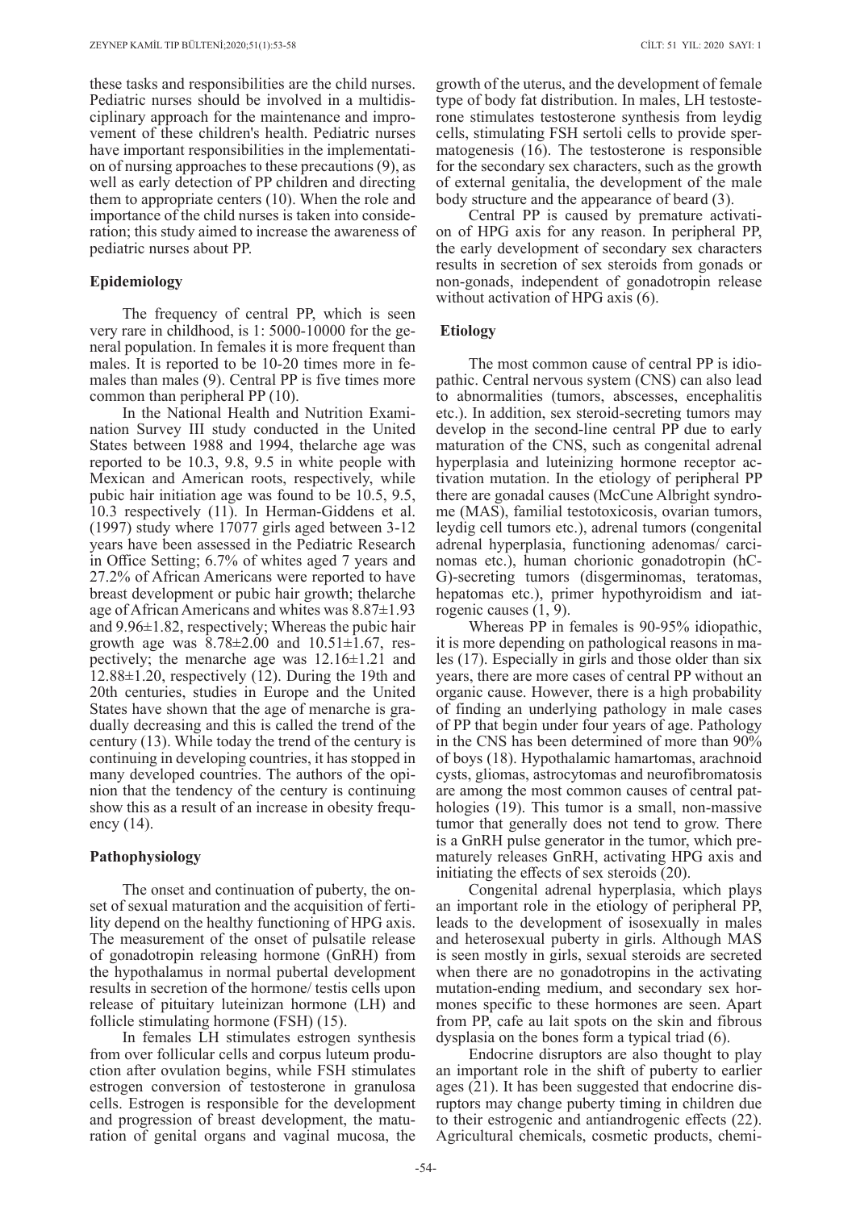these tasks and responsibilities are the child nurses. Pediatric nurses should be involved in a multidisciplinary approach for the maintenance and improvement of these children's health. Pediatric nurses have important responsibilities in the implementation of nursing approaches to these precautions (9), as well as early detection of PP children and directing them to appropriate centers (10). When the role and importance of the child nurses is taken into consideration; this study aimed to increase the awareness of pediatric nurses about PP.

## Epidemiology

The frequency of central PP, which is seen very rare in childhood, is 1: 5000-10000 for the general population. In females it is more frequent than males. It is reported to be 10-20 times more in females than males (9). Central PP is five times more common than peripheral PP (10).

In the National Health and Nutrition Examination Survey III study conducted in the United States between 1988 and 1994, thelarche age was reported to be 10.3, 9.8, 9.5 in white people with Mexican and American roots, respectively, while pubic hair initiation age was found to be 10.5, 9.5, 10.3 respectively (11). In Herman-Giddens et al. (1997) study where 17077 girls aged between 3-12 years have been assessed in the Pediatric Research in Office Setting; 6.7% of whites aged 7 years and 27.2% of African Americans were reported to have breast development or pubic hair growth; thelarche age of African Americans and whites was 8.87±1.93 and 9.96±1.82, respectively; Whereas the pubic hair growth age was 8.78±2.00 and 10.51±1.67, respectively; the menarche age was 12.16±1.21 and 12.88±1.20, respectively (12). During the 19th and 20th centuries, studies in Europe and the United States have shown that the age of menarche is gradually decreasing and this is called the trend of the century (13). While today the trend of the century is continuing in developing countries, it has stopped in many developed countries. The authors of the opinion that the tendency of the century is continuing show this as a result of an increase in obesity frequency (14).

## Pathophysiology

The onset and continuation of puberty, the onset of sexual maturation and the acquisition of fertility depend on the healthy functioning of HPG axis. The measurement of the onset of pulsatile release of gonadotropin releasing hormone (GnRH) from the hypothalamus in normal pubertal development results in secretion of the hormone/ testis cells upon release of pituitary luteinizan hormone (LH) and follicle stimulating hormone (FSH) (15).

In females LH stimulates estrogen synthesis from over follicular cells and corpus luteum production after ovulation begins, while FSH stimulates estrogen conversion of testosterone in granulosa cells. Estrogen is responsible for the development and progression of breast development, the maturation of genital organs and vaginal mucosa, the growth of the uterus, and the development of female type of body fat distribution. In males, LH testosterone stimulates testosterone synthesis from leydig cells, stimulating FSH sertoli cells to provide spermatogenesis (16). The testosterone is responsible for the secondary sex characters, such as the growth of external genitalia, the development of the male body structure and the appearance of beard (3).

Central PP is caused by premature activation of HPG axis for any reason. In peripheral PP, the early development of secondary sex characters results in secretion of sex steroids from gonads or non-gonads, independent of gonadotropin release without activation of HPG axis (6).

## Etiology

The most common cause of central PP is idiopathic. Central nervous system (CNS) can also lead to abnormalities (tumors, abscesses, encephalitis etc.). In addition, sex steroid-secreting tumors may develop in the second-line central PP due to early maturation of the CNS, such as congenital adrenal hyperplasia and luteinizing hormone receptor activation mutation. In the etiology of peripheral PP there are gonadal causes (McCune Albright syndrome (MAS), familial testotoxicosis, ovarian tumors, leydig cell tumors etc.), adrenal tumors (congenital adrenal hyperplasia, functioning adenomas/ carcinomas etc.), human chorionic gonadotropin (hCG)-secreting tumors (disgerminomas, teratomas, hepatomas etc.), primer hypothyroidism and iatrogenic causes (1, 9).

Whereas PP in females is 90-95% idiopathic, it is more depending on pathological reasons in males (17). Especially in girls and those older than six years, there are more cases of central PP without an organic cause. However, there is a high probability of finding an underlying pathology in male cases of PP that begin under four years of age. Pathology in the CNS has been determined of more than 90% of boys (18). Hypothalamic hamartomas, arachnoid cysts, gliomas, astrocytomas and neurofibromatosis are among the most common causes of central pathologies (19). This tumor is a small, non-massive tumor that generally does not tend to grow. There is a GnRH pulse generator in the tumor, which prematurely releases GnRH, activating HPG axis and initiating the effects of sex steroids (20).

Congenital adrenal hyperplasia, which plays an important role in the etiology of peripheral PP, leads to the development of isosexually in males and heterosexual puberty in girls. Although MAS is seen mostly in girls, sexual steroids are secreted when there are no gonadotropins in the activating mutation-ending medium, and secondary sex hormones specific to these hormones are seen. Apart from PP, cafe au lait spots on the skin and fibrous dysplasia on the bones form a typical triad (6).

Endocrine disruptors are also thought to play an important role in the shift of puberty to earlier ages (21). It has been suggested that endocrine disruptors may change puberty timing in children due to their estrogenic and antiandrogenic effects (22). Agricultural chemicals, cosmetic products, chemi-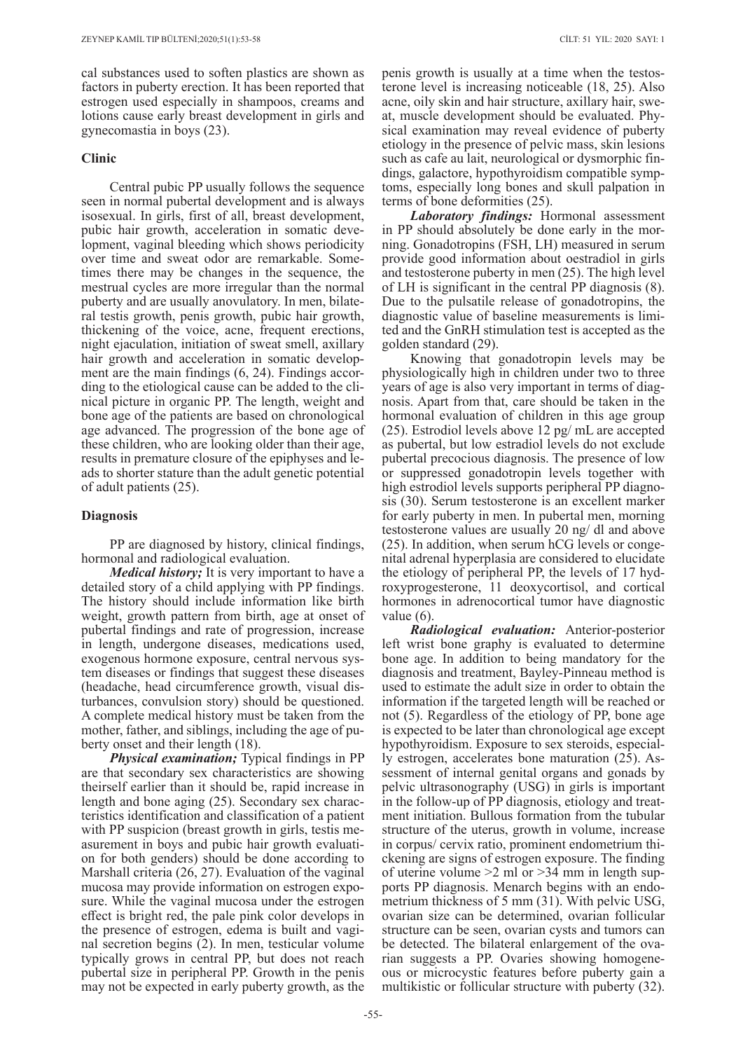cal substances used to soften plastics are shown as factors in puberty erection. It has been reported that estrogen used especially in shampoos, creams and lotions cause early breast development in girls and gynecomastia in boys (23).

## Clinic

Central pubic PP usually follows the sequence seen in normal pubertal development and is always isosexual. In girls, first of all, breast development, pubic hair growth, acceleration in somatic development, vaginal bleeding which shows periodicity over time and sweat odor are remarkable. Sometimes there may be changes in the sequence, the mestrual cycles are more irregular than the normal puberty and are usually anovulatory. In men, bilateral testis growth, penis growth, pubic hair growth, thickening of the voice, acne, frequent erections, night ejaculation, initiation of sweat smell, axillary hair growth and acceleration in somatic development are the main findings (6, 24). Findings according to the etiological cause can be added to the clinical picture in organic PP. The length, weight and bone age of the patients are based on chronological age advanced. The progression of the bone age of these children, who are looking older than their age, results in premature closure of the epiphyses and leads to shorter stature than the adult genetic potential of adult patients (25).

## Diagnosis

PP are diagnosed by history, clinical findings, hormonal and radiological evaluation.

***Medical history;*** It is very important to have a detailed story of a child applying with PP findings. The history should include information like birth weight, growth pattern from birth, age at onset of pubertal findings and rate of progression, increase in length, undergone diseases, medications used, exogenous hormone exposure, central nervous system diseases or findings that suggest these diseases (headache, head circumference growth, visual disturbances, convulsion story) should be questioned. A complete medical history must be taken from the mother, father, and siblings, including the age of puberty onset and their length (18).

***Physical examination;*** Typical findings in PP are that secondary sex characteristics are showing theirself earlier than it should be, rapid increase in length and bone aging (25). Secondary sex characteristics identification and classification of a patient with PP suspicion (breast growth in girls, testis measurement in boys and pubic hair growth evaluation for both genders) should be done according to Marshall criteria (26, 27). Evaluation of the vaginal mucosa may provide information on estrogen exposure. While the vaginal mucosa under the estrogen effect is bright red, the pale pink color develops in the presence of estrogen, edema is built and vaginal secretion begins (2). In men, testicular volume typically grows in central PP, but does not reach pubertal size in peripheral PP. Growth in the penis may not be expected in early puberty growth, as the penis growth is usually at a time when the testosterone level is increasing noticeable (18, 25). Also acne, oily skin and hair structure, axillary hair, sweat, muscle development should be evaluated. Physical examination may reveal evidence of puberty etiology in the presence of pelvic mass, skin lesions such as cafe au lait, neurological or dysmorphic findings, galactore, hypothyroidism compatible symptoms, especially long bones and skull palpation in terms of bone deformities (25).

***Laboratory findings:*** Hormonal assessment in PP should absolutely be done early in the morning. Gonadotropins (FSH, LH) measured in serum provide good information about oestradiol in girls and testosterone puberty in men (25). The high level of LH is significant in the central PP diagnosis (8). Due to the pulsatile release of gonadotropins, the diagnostic value of baseline measurements is limited and the GnRH stimulation test is accepted as the golden standard (29).

Knowing that gonadotropin levels may be physiologically high in children under two to three years of age is also very important in terms of diagnosis. Apart from that, care should be taken in the hormonal evaluation of children in this age group (25). Estrodiol levels above 12 pg/ mL are accepted as pubertal, but low estradiol levels do not exclude pubertal precocious diagnosis. The presence of low or suppressed gonadotropin levels together with high estrodiol levels supports peripheral PP diagnosis (30). Serum testosterone is an excellent marker for early puberty in men. In pubertal men, morning testosterone values are usually 20 ng/ dl and above (25). In addition, when serum hCG levels or congenital adrenal hyperplasia are considered to elucidate the etiology of peripheral PP, the levels of 17 hydroxyprogesterone, 11 deoxycortisol, and cortical hormones in adrenocortical tumor have diagnostic value (6).

***Radiological evaluation:*** Anterior-posterior left wrist bone graphy is evaluated to determine bone age. In addition to being mandatory for the diagnosis and treatment, Bayley-Pinneau method is used to estimate the adult size in order to obtain the information if the targeted length will be reached or not (5). Regardless of the etiology of PP, bone age is expected to be later than chronological age except hypothyroidism. Exposure to sex steroids, especially estrogen, accelerates bone maturation (25). Assessment of internal genital organs and gonads by pelvic ultrasonography (USG) in girls is important in the follow-up of PP diagnosis, etiology and treatment initiation. Bullous formation from the tubular structure of the uterus, growth in volume, increase in corpus/ cervix ratio, prominent endometrium thickening are signs of estrogen exposure. The finding of uterine volume >2 ml or >34 mm in length supports PP diagnosis. Menarch begins with an endometrium thickness of 5 mm (31). With pelvic USG, ovarian size can be determined, ovarian follicular structure can be seen, ovarian cysts and tumors can be detected. The bilateral enlargement of the ovarian suggests a PP. Ovaries showing homogeneous or microcystic features before puberty gain a multikistic or follicular structure with puberty (32).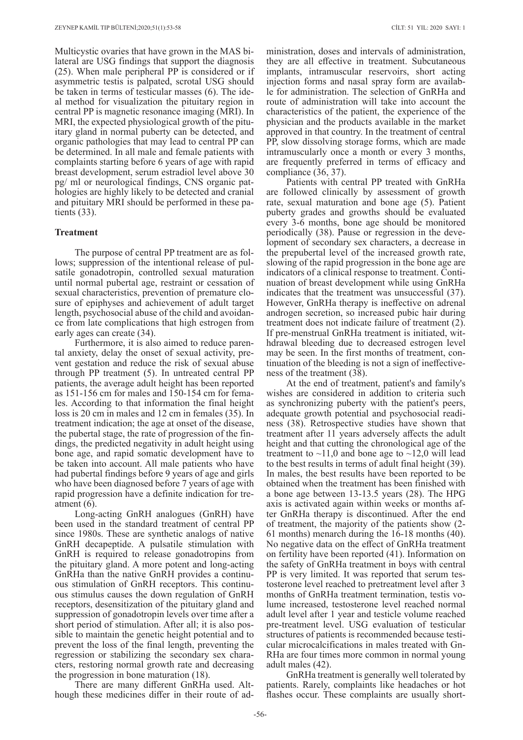Multicystic ovaries that have grown in the MAS bilateral are USG findings that support the diagnosis (25). When male peripheral PP is considered or if asymmetric testis is palpated, scrotal USG should be taken in terms of testicular masses (6). The ideal method for visualization the pituitary region in central PP is magnetic resonance imaging (MRI). In MRI, the expected physiological growth of the pituitary gland in normal puberty can be detected, and organic pathologies that may lead to central PP can be determined. In all male and female patients with complaints starting before 6 years of age with rapid breast development, serum estradiol level above 30 pg/ ml or neurological findings, CNS organic pathologies are highly likely to be detected and cranial and pituitary MRI should be performed in these patients (33).

## Treatment

The purpose of central PP treatment are as follows; suppression of the intentional release of pulsatile gonadotropin, controlled sexual maturation until normal pubertal age, restraint or cessation of sexual characteristics, prevention of premature closure of epiphyses and achievement of adult target length, psychosocial abuse of the child and avoidance from late complications that high estrogen from early ages can create (34).

Furthermore, it is also aimed to reduce parental anxiety, delay the onset of sexual activity, prevent gestation and reduce the risk of sexual abuse through PP treatment (5). In untreated central PP patients, the average adult height has been reported as 151-156 cm for males and 150-154 cm for females. According to that information the final height loss is 20 cm in males and 12 cm in females (35). In treatment indication; the age at onset of the disease, the pubertal stage, the rate of progression of the findings, the predicted negativity in adult height using bone age, and rapid somatic development have to be taken into account. All male patients who have had pubertal findings before 9 years of age and girls who have been diagnosed before 7 years of age with rapid progression have a definite indication for treatment (6).

Long-acting GnRH analogues (GnRH) have been used in the standard treatment of central PP since 1980s. These are synthetic analogs of native GnRH decapeptide. A pulsatile stimulation with GnRH is required to release gonadotropins from the pituitary gland. A more potent and long-acting GnRHa than the native GnRH provides a continuous stimulation of GnRH receptors. This continuous stimulus causes the down regulation of GnRH receptors, desensitization of the pituitary gland and suppression of gonadotropin levels over time after a short period of stimulation. After all; it is also possible to maintain the genetic height potential and to prevent the loss of the final length, preventing the regression or stabilizing the secondary sex characters, restoring normal growth rate and decreasing the progression in bone maturation (18).

There are many different GnRHa used. Although these medicines differ in their route of administration, doses and intervals of administration, they are all effective in treatment. Subcutaneous implants, intramuscular reservoirs, short acting injection forms and nasal spray form are available for administration. The selection of GnRHa and route of administration will take into account the characteristics of the patient, the experience of the physician and the products available in the market approved in that country. In the treatment of central PP, slow dissolving storage forms, which are made intramuscularly once a month or every 3 months, are frequently preferred in terms of efficacy and compliance (36, 37).

Patients with central PP treated with GnRHa are followed clinically by assessment of growth rate, sexual maturation and bone age (5). Patient puberty grades and growths should be evaluated every 3-6 months, bone age should be monitored periodically (38). Pause or regression in the development of secondary sex characters, a decrease in the prepubertal level of the increased growth rate, slowing of the rapid progression in the bone age are indicators of a clinical response to treatment. Continuation of breast development while using GnRHa indicates that the treatment was unsuccessful (37). However, GnRHa therapy is ineffective on adrenal androgen secretion, so increased pubic hair during treatment does not indicate failure of treatment (2). If pre-menstrual GnRHa treatment is initiated, withdrawal bleeding due to decreased estrogen level may be seen. In the first months of treatment, continuation of the bleeding is not a sign of ineffectiveness of the treatment (38).

At the end of treatment, patient's and family's wishes are considered in addition to criteria such as synchronizing puberty with the patient's peers, adequate growth potential and psychosocial readiness (38). Retrospective studies have shown that treatment after 11 years adversely affects the adult height and that cutting the chronological age of the treatment to ~11,0 and bone age to ~12,0 will lead to the best results in terms of adult final height (39). In males, the best results have been reported to be obtained when the treatment has been finished with a bone age between 13-13.5 years (28). The HPG axis is activated again within weeks or months after GnRHa therapy is discontinued. After the end of treatment, the majority of the patients show (2-61 months) menarch during the 16-18 months (40). No negative data on the effect of GnRHa treatment on fertility have been reported (41). Information on the safety of GnRHa treatment in boys with central PP is very limited. It was reported that serum testosterone level reached to pretreatment level after 3 months of GnRHa treatment termination, testis volume increased, testosterone level reached normal adult level after 1 year and testicle volume reached pre-treatment level. USG evaluation of testicular structures of patients is recommended because testicular microcalcifications in males treated with GnRHa are four times more common in normal young adult males (42).

GnRHa treatment is generally well tolerated by patients. Rarely, complaints like headaches or hot flashes occur. These complaints are usually short-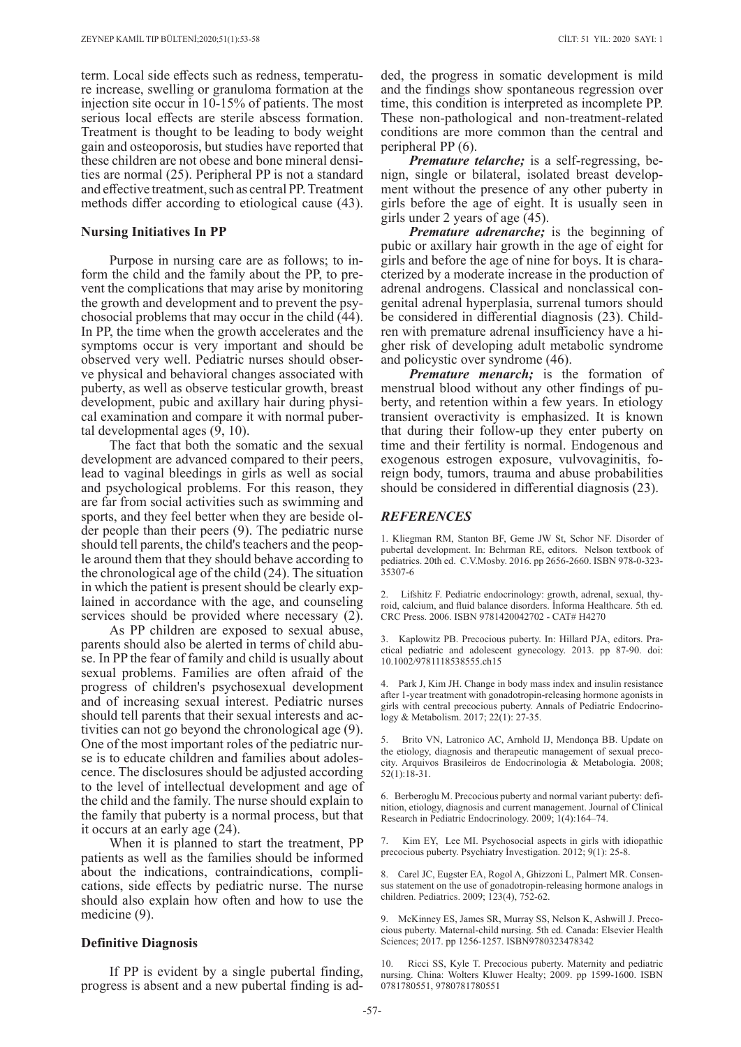term. Local side effects such as redness, temperature increase, swelling or granuloma formation at the injection site occur in 10-15% of patients. The most serious local effects are sterile abscess formation. Treatment is thought to be leading to body weight gain and osteoporosis, but studies have reported that these children are not obese and bone mineral densities are normal (25). Peripheral PP is not a standard and effective treatment, such as central PP. Treatment methods differ according to etiological cause (43).

## Nursing Initiatives In PP

Purpose in nursing care are as follows; to inform the child and the family about the PP, to prevent the complications that may arise by monitoring the growth and development and to prevent the psychosocial problems that may occur in the child (44). In PP, the time when the growth accelerates and the symptoms occur is very important and should be observed very well. Pediatric nurses should observe physical and behavioral changes associated with puberty, as well as observe testicular growth, breast development, pubic and axillary hair during physical examination and compare it with normal pubertal developmental ages (9, 10).

The fact that both the somatic and the sexual development are advanced compared to their peers, lead to vaginal bleedings in girls as well as social and psychological problems. For this reason, they are far from social activities such as swimming and sports, and they feel better when they are beside older people than their peers (9). The pediatric nurse should tell parents, the child's teachers and the people around them that they should behave according to the chronological age of the child (24). The situation in which the patient is present should be clearly explained in accordance with the age, and counseling services should be provided where necessary (2).

As PP children are exposed to sexual abuse, parents should also be alerted in terms of child abuse. In PP the fear of family and child is usually about sexual problems. Families are often afraid of the progress of children's psychosexual development and of increasing sexual interest. Pediatric nurses should tell parents that their sexual interests and activities can not go beyond the chronological age (9). One of the most important roles of the pediatric nurse is to educate children and families about adolescence. The disclosures should be adjusted according to the level of intellectual development and age of the child and the family. The nurse should explain to the family that puberty is a normal process, but that it occurs at an early age (24).

When it is planned to start the treatment, PP patients as well as the families should be informed about the indications, contraindications, complications, side effects by pediatric nurse. The nurse should also explain how often and how to use the medicine (9).

## Definitive Diagnosis

If PP is evident by a single pubertal finding, progress is absent and a new pubertal finding is added, the progress in somatic development is mild and the findings show spontaneous regression over time, this condition is interpreted as incomplete PP. These non-pathological and non-treatment-related conditions are more common than the central and peripheral PP (6).

***Premature telarche;*** is a self-regressing, benign, single or bilateral, isolated breast development without the presence of any other puberty in girls before the age of eight. It is usually seen in girls under 2 years of age (45).

***Premature adrenarche;*** is the beginning of pubic or axillary hair growth in the age of eight for girls and before the age of nine for boys. It is characterized by a moderate increase in the production of adrenal androgens. Classical and nonclassical congenital adrenal hyperplasia, surrenal tumors should be considered in differential diagnosis (23). Children with premature adrenal insufficiency have a higher risk of developing adult metabolic syndrome and policystic over syndrome (46).

***Premature menarch;*** is the formation of menstrual blood without any other findings of puberty, and retention within a few years. In etiology transient overactivity is emphasized. It is known that during their follow-up they enter puberty on time and their fertility is normal. Endogenous and exogenous estrogen exposure, vulvovaginitis, foreign body, tumors, trauma and abuse probabilities should be considered in differential diagnosis (23).

## *REFERENCES*

1. Kliegman RM, Stanton BF, Geme JW St, Schor NF. Disorder of pubertal development. In: Behrman RE, editors. Nelson textbook of pediatrics. 20th ed. C.V.Mosby. 2016. pp 2656-2660. ISBN 978-0-323-35307-6

2. Lifshitz F. Pediatric endocrinology: growth, adrenal, sexual, thyroid, calcium, and fluid balance disorders. İnforma Healthcare. 5th ed. CRC Press. 2006. ISBN 9781420042702 - CAT# H4270

3. Kaplowitz PB. Precocious puberty. In: Hillard PJA, editors. Practical pediatric and adolescent gynecology. 2013. pp 87-90. doi: 10.1002/9781118538555.ch15

4. Park J, Kim JH. Change in body mass index and insulin resistance after 1-year treatment with gonadotropin-releasing hormone agonists in girls with central precocious puberty. Annals of Pediatric Endocrinology & Metabolism. 2017; 22(1): 27-35.

5. Brito VN, Latronico AC, Arnhold IJ, Mendonça BB. Update on the etiology, diagnosis and therapeutic management of sexual precocity. Arquivos Brasileiros de Endocrinologia & Metabologia. 2008; 52(1):18-31.

6. Berberoglu M. Precocious puberty and normal variant puberty: definition, etiology, diagnosis and current management. Journal of Clinical Research in Pediatric Endocrinology. 2009; 1(4):164–74.

7. Kim EY, Lee MI. Psychosocial aspects in girls with idiopathic precocious puberty. Psychiatry İnvestigation. 2012; 9(1): 25-8.

8. Carel JC, Eugster EA, Rogol A, Ghizzoni L, Palmert MR. Consensus statement on the use of gonadotropin-releasing hormone analogs in children. Pediatrics. 2009; 123(4), 752-62.

9. McKinney ES, James SR, Murray SS, Nelson K, Ashwill J. Precocious puberty. Maternal-child nursing. 5th ed. Canada: Elsevier Health Sciences; 2017. pp 1256-1257. ISBN9780323478342

10. Ricci SS, Kyle T. Precocious puberty. Maternity and pediatric nursing. China: Wolters Kluwer Healty; 2009. pp 1599-1600. ISBN 0781780551, 9780781780551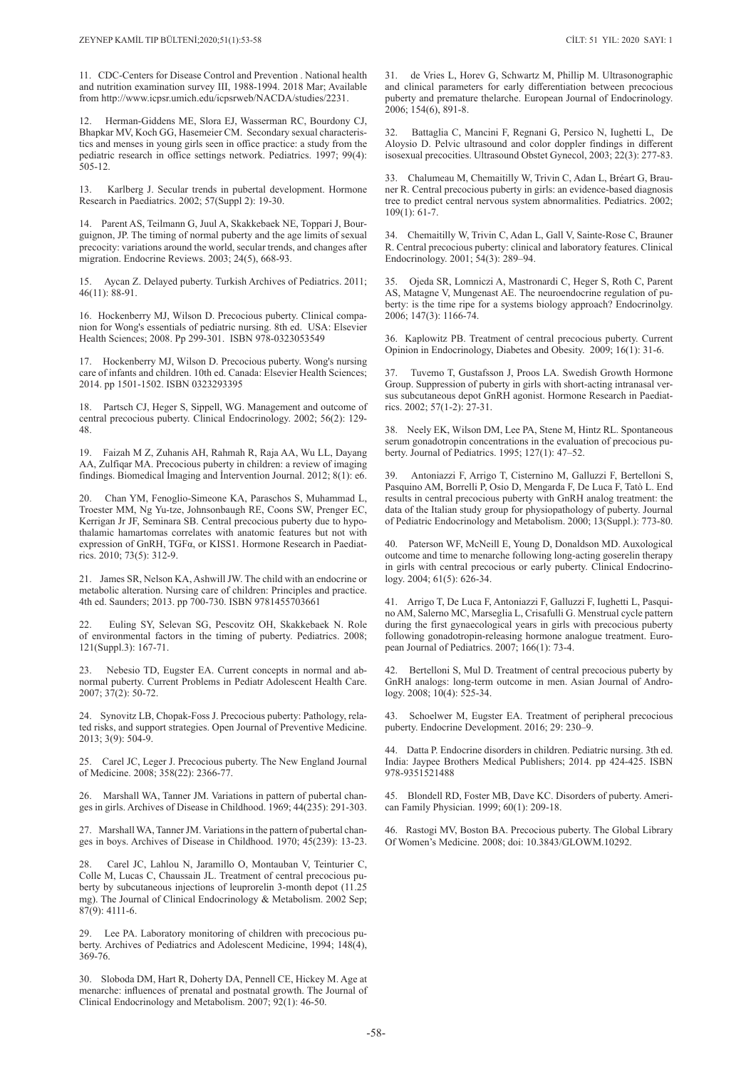11. CDC-Centers for Disease Control and Prevention . National health and nutrition examination survey III, 1988-1994. 2018 Mar; Available from http://www.icpsr.umich.edu/icpsrweb/NACDA/studies/2231.

12. Herman-Giddens ME, Slora EJ, Wasserman RC, Bourdony CJ, Bhapkar MV, Koch GG, Hasemeier CM. Secondary sexual characteristics and menses in young girls seen in office practice: a study from the pediatric research in office settings network. Pediatrics. 1997; 99(4): 505-12.

13. Karlberg J. Secular trends in pubertal development. Hormone Research in Paediatrics. 2002; 57(Suppl 2): 19-30.

14. Parent AS, Teilmann G, Juul A, Skakkebaek NE, Toppari J, Bourguignon, JP. The timing of normal puberty and the age limits of sexual precocity: variations around the world, secular trends, and changes after migration. Endocrine Reviews. 2003; 24(5), 668-93.

15. Aycan Z. Delayed puberty. Turkish Archives of Pediatrics. 2011; 46(11): 88-91.

16. Hockenberry MJ, Wilson D. Precocious puberty. Clinical companion for Wong's essentials of pediatric nursing. 8th ed. USA: Elsevier Health Sciences; 2008. Pp 299-301. ISBN 978-0323053549

17. Hockenberry MJ, Wilson D. Precocious puberty. Wong's nursing care of infants and children. 10th ed. Canada: Elsevier Health Sciences; 2014. pp 1501-1502. ISBN 0323293395

18. Partsch CJ, Heger S, Sippell, WG. Management and outcome of central precocious puberty. Clinical Endocrinology. 2002; 56(2): 129-48.

19. Faizah M Z, Zuhanis AH, Rahmah R, Raja AA, Wu LL, Dayang AA, Zulfiqar MA. Precocious puberty in children: a review of imaging findings. Biomedical İmaging and İntervention Journal. 2012; 8(1): e6.

20. Chan YM, Fenoglio-Simeone KA, Paraschos S, Muhammad L, Troester MM, Ng Yu-tze, Johnsonbaugh RE, Coons SW, Prenger EC, Kerrigan Jr JF, Seminara SB. Central precocious puberty due to hypothalamic hamartomas correlates with anatomic features but not with expression of GnRH, TGFα, or KISS1. Hormone Research in Paediatrics. 2010; 73(5): 312-9.

21. James SR, Nelson KA, Ashwill JW. The child with an endocrine or metabolic alteration. Nursing care of children: Principles and practice. 4th ed. Saunders; 2013. pp 700-730. ISBN 9781455703661

22. Euling SY, Selevan SG, Pescovitz OH, Skakkebaek N. Role of environmental factors in the timing of puberty. Pediatrics. 2008; 121(Suppl.3): 167-71.

23. Nebesio TD, Eugster EA. Current concepts in normal and abnormal puberty. Current Problems in Pediatr Adolescent Health Care. 2007; 37(2): 50-72.

24. Synovitz LB, Chopak-Foss J. Precocious puberty: Pathology, related risks, and support strategies. Open Journal of Preventive Medicine. 2013; 3(9): 504-9.

25. Carel JC, Leger J. Precocious puberty. The New England Journal of Medicine. 2008; 358(22): 2366-77.

26. Marshall WA, Tanner JM. Variations in pattern of pubertal changes in girls. Archives of Disease in Childhood. 1969; 44(235): 291-303.

27. Marshall WA, Tanner JM. Variations in the pattern of pubertal changes in boys. Archives of Disease in Childhood. 1970; 45(239): 13-23.

28. Carel JC, Lahlou N, Jaramillo O, Montauban V, Teinturier C, Colle M, Lucas C, Chaussain JL. Treatment of central precocious puberty by subcutaneous injections of leuprorelin 3-month depot (11.25 mg). The Journal of Clinical Endocrinology & Metabolism. 2002 Sep; 87(9): 4111-6.

29. Lee PA. Laboratory monitoring of children with precocious puberty. Archives of Pediatrics and Adolescent Medicine, 1994; 148(4), 369-76.

30. Sloboda DM, Hart R, Doherty DA, Pennell CE, Hickey M. Age at menarche: influences of prenatal and postnatal growth. The Journal of Clinical Endocrinology and Metabolism. 2007; 92(1): 46-50.

31. de Vries L, Horev G, Schwartz M, Phillip M. Ultrasonographic and clinical parameters for early differentiation between precocious puberty and premature thelarche. European Journal of Endocrinology. 2006; 154(6), 891-8.

32. Battaglia C, Mancini F, Regnani G, Persico N, Iughetti L, De Aloysio D. Pelvic ultrasound and color doppler findings in different isosexual precocities. Ultrasound Obstet Gynecol, 2003; 22(3): 277-83.

33. Chalumeau M, Chemaitilly W, Trivin C, Adan L, Bréart G, Brauner R. Central precocious puberty in girls: an evidence-based diagnosis tree to predict central nervous system abnormalities. Pediatrics. 2002; 109(1): 61-7.

34. Chemaitilly W, Trivin C, Adan L, Gall V, Sainte-Rose C, Brauner R. Central precocious puberty: clinical and laboratory features. Clinical Endocrinology. 2001; 54(3): 289–94.

35. Ojeda SR, Lomniczi A, Mastronardi C, Heger S, Roth C, Parent AS, Matagne V, Mungenast AE. The neuroendocrine regulation of puberty: is the time ripe for a systems biology approach? Endocrinolgy. 2006; 147(3): 1166-74.

36. Kaplowitz PB. Treatment of central precocious puberty. Current Opinion in Endocrinology, Diabetes and Obesity. 2009; 16(1): 31-6.

37. Tuvemo T, Gustafsson J, Proos LA. Swedish Growth Hormone Group. Suppression of puberty in girls with short-acting intranasal versus subcutaneous depot GnRH agonist. Hormone Research in Paediatrics. 2002; 57(1-2): 27-31.

38. Neely EK, Wilson DM, Lee PA, Stene M, Hintz RL. Spontaneous serum gonadotropin concentrations in the evaluation of precocious puberty. Journal of Pediatrics. 1995; 127(1): 47–52.

39. Antoniazzi F, Arrigo T, Cisternino M, Galluzzi F, Bertelloni S, Pasquino AM, Borrelli P, Osio D, Mengarda F, De Luca F, Tatò L. End results in central precocious puberty with GnRH analog treatment: the data of the Italian study group for physiopathology of puberty. Journal of Pediatric Endocrinology and Metabolism. 2000; 13(Suppl.): 773-80.

40. Paterson WF, McNeill E, Young D, Donaldson MD. Auxological outcome and time to menarche following long-acting goserelin therapy in girls with central precocious or early puberty. Clinical Endocrinology. 2004; 61(5): 626-34.

41. Arrigo T, De Luca F, Antoniazzi F, Galluzzi F, Iughetti L, Pasquino AM, Salerno MC, Marseglia L, Crisafulli G. Menstrual cycle pattern during the first gynaecological years in girls with precocious puberty following gonadotropin-releasing hormone analogue treatment. European Journal of Pediatrics. 2007; 166(1): 73-4.

42. Bertelloni S, Mul D. Treatment of central precocious puberty by GnRH analogs: long-term outcome in men. Asian Journal of Andrology. 2008; 10(4): 525-34.

43. Schoelwer M, Eugster EA. Treatment of peripheral precocious puberty. Endocrine Development. 2016; 29: 230–9.

44. Datta P. Endocrine disorders in children. Pediatric nursing. 3th ed. India: Jaypee Brothers Medical Publishers; 2014. pp 424-425. ISBN 978-9351521488

45. Blondell RD, Foster MB, Dave KC. Disorders of puberty. American Family Physician. 1999; 60(1): 209-18.

46. Rastogi MV, Boston BA. Precocious puberty. The Global Library Of Women's Medicine. 2008; doi: 10.3843/GLOWM.10292.